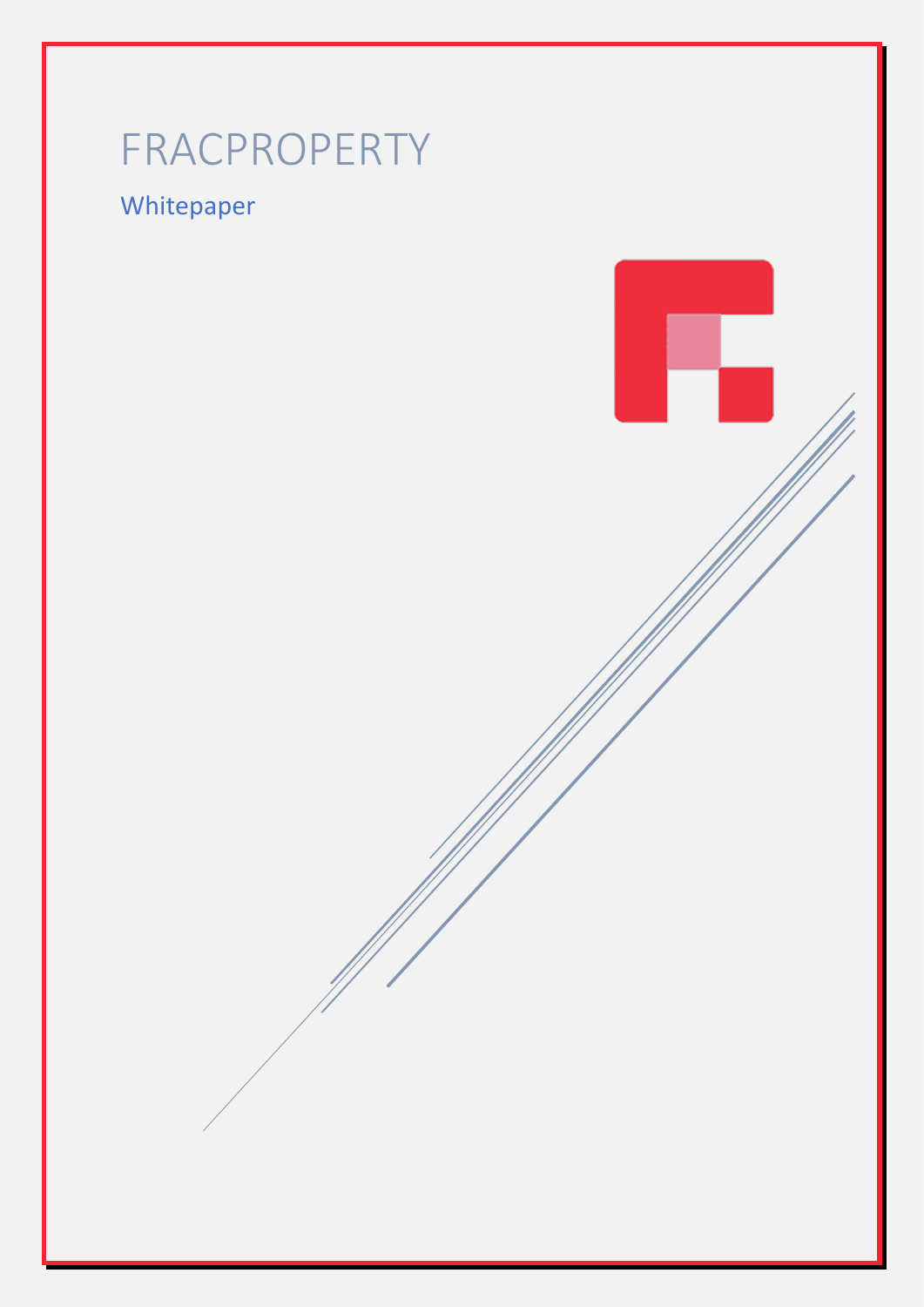# FRACPROPERTY

## Whitepaper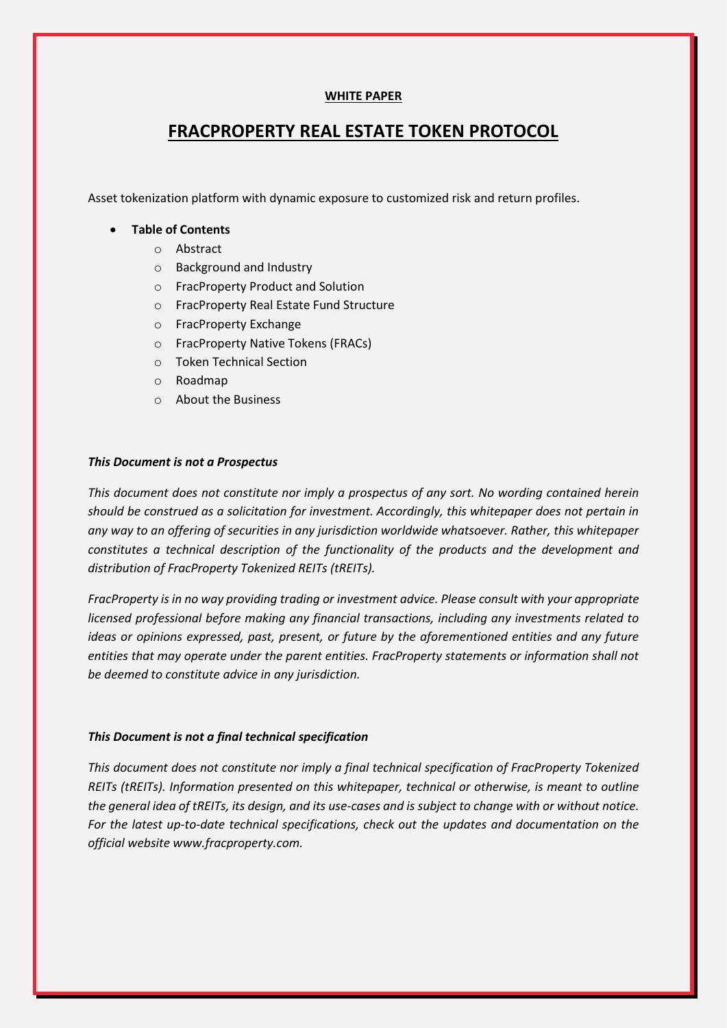**WHITE PAPER**

# FRACPROPERTY REAL ESTATE TOKEN PROTOCOL

Asset tokenization platform with dynamic exposure to customized risk and return profiles.

- **Table of Contents**
  - Abstract
  - Background and Industry
  - FracProperty Product and Solution
  - FracProperty Real Estate Fund Structure
  - FracProperty Exchange
  - FracProperty Native Tokens (FRACs)
  - Token Technical Section
  - Roadmap
  - About the Business

***This Document is not a Prospectus***

*This document does not constitute nor imply a prospectus of any sort. No wording contained herein should be construed as a solicitation for investment. Accordingly, this whitepaper does not pertain in any way to an offering of securities in any jurisdiction worldwide whatsoever. Rather, this whitepaper constitutes a technical description of the functionality of the products and the development and distribution of FracProperty Tokenized REITs (tREITs).*

*FracProperty is in no way providing trading or investment advice. Please consult with your appropriate licensed professional before making any financial transactions, including any investments related to ideas or opinions expressed, past, present, or future by the aforementioned entities and any future entities that may operate under the parent entities. FracProperty statements or information shall not be deemed to constitute advice in any jurisdiction.*

***This Document is not a final technical specification***

*This document does not constitute nor imply a final technical specification of FracProperty Tokenized REITs (tREITs). Information presented on this whitepaper, technical or otherwise, is meant to outline the general idea of tREITs, its design, and its use-cases and is subject to change with or without notice. For the latest up-to-date technical specifications, check out the updates and documentation on the official website www.fracproperty.com.*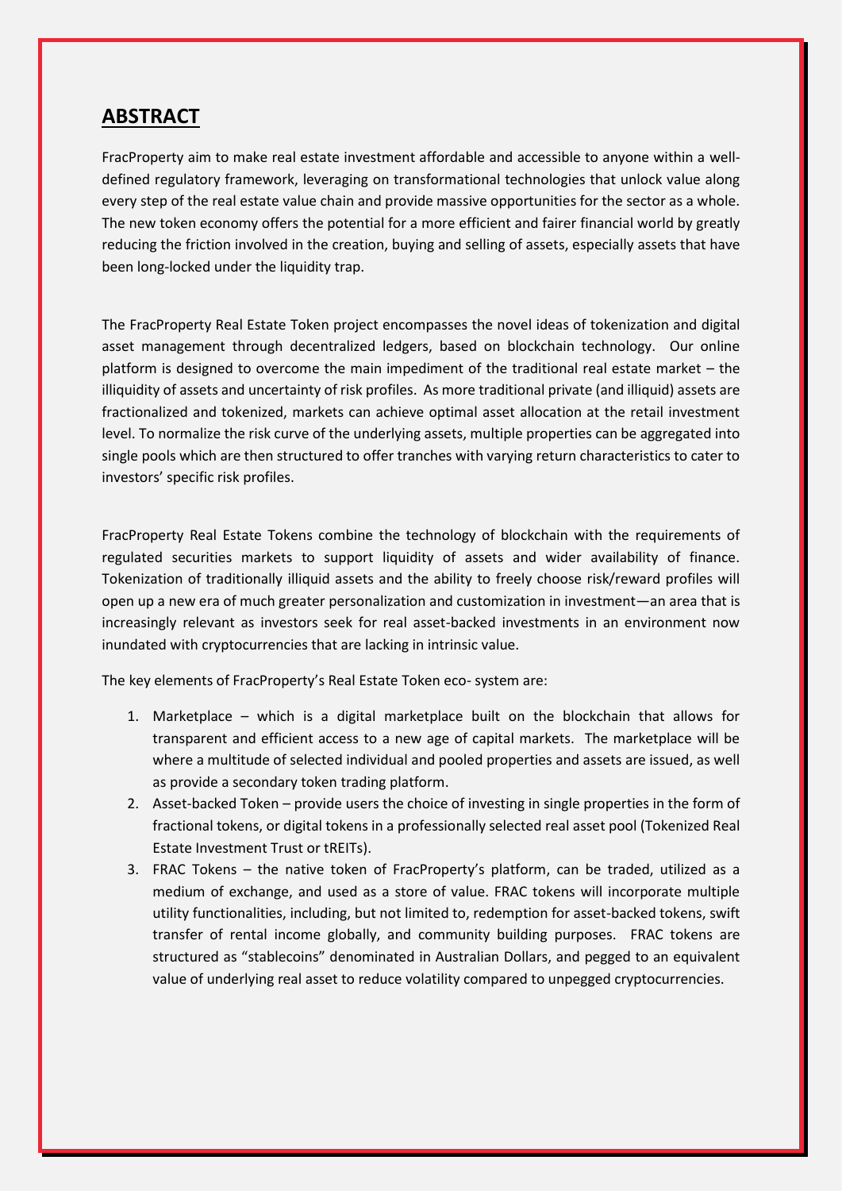## ABSTRACT

FracProperty aim to make real estate investment affordable and accessible to anyone within a well-defined regulatory framework, leveraging on transformational technologies that unlock value along every step of the real estate value chain and provide massive opportunities for the sector as a whole. The new token economy offers the potential for a more efficient and fairer financial world by greatly reducing the friction involved in the creation, buying and selling of assets, especially assets that have been long-locked under the liquidity trap.

The FracProperty Real Estate Token project encompasses the novel ideas of tokenization and digital asset management through decentralized ledgers, based on blockchain technology. Our online platform is designed to overcome the main impediment of the traditional real estate market – the illiquidity of assets and uncertainty of risk profiles. As more traditional private (and illiquid) assets are fractionalized and tokenized, markets can achieve optimal asset allocation at the retail investment level. To normalize the risk curve of the underlying assets, multiple properties can be aggregated into single pools which are then structured to offer tranches with varying return characteristics to cater to investors' specific risk profiles.

FracProperty Real Estate Tokens combine the technology of blockchain with the requirements of regulated securities markets to support liquidity of assets and wider availability of finance. Tokenization of traditionally illiquid assets and the ability to freely choose risk/reward profiles will open up a new era of much greater personalization and customization in investment—an area that is increasingly relevant as investors seek for real asset-backed investments in an environment now inundated with cryptocurrencies that are lacking in intrinsic value.

The key elements of FracProperty's Real Estate Token eco- system are:

1. Marketplace – which is a digital marketplace built on the blockchain that allows for transparent and efficient access to a new age of capital markets. The marketplace will be where a multitude of selected individual and pooled properties and assets are issued, as well as provide a secondary token trading platform.
2. Asset-backed Token – provide users the choice of investing in single properties in the form of fractional tokens, or digital tokens in a professionally selected real asset pool (Tokenized Real Estate Investment Trust or tREITs).
3. FRAC Tokens – the native token of FracProperty's platform, can be traded, utilized as a medium of exchange, and used as a store of value. FRAC tokens will incorporate multiple utility functionalities, including, but not limited to, redemption for asset-backed tokens, swift transfer of rental income globally, and community building purposes. FRAC tokens are structured as "stablecoins" denominated in Australian Dollars, and pegged to an equivalent value of underlying real asset to reduce volatility compared to unpegged cryptocurrencies.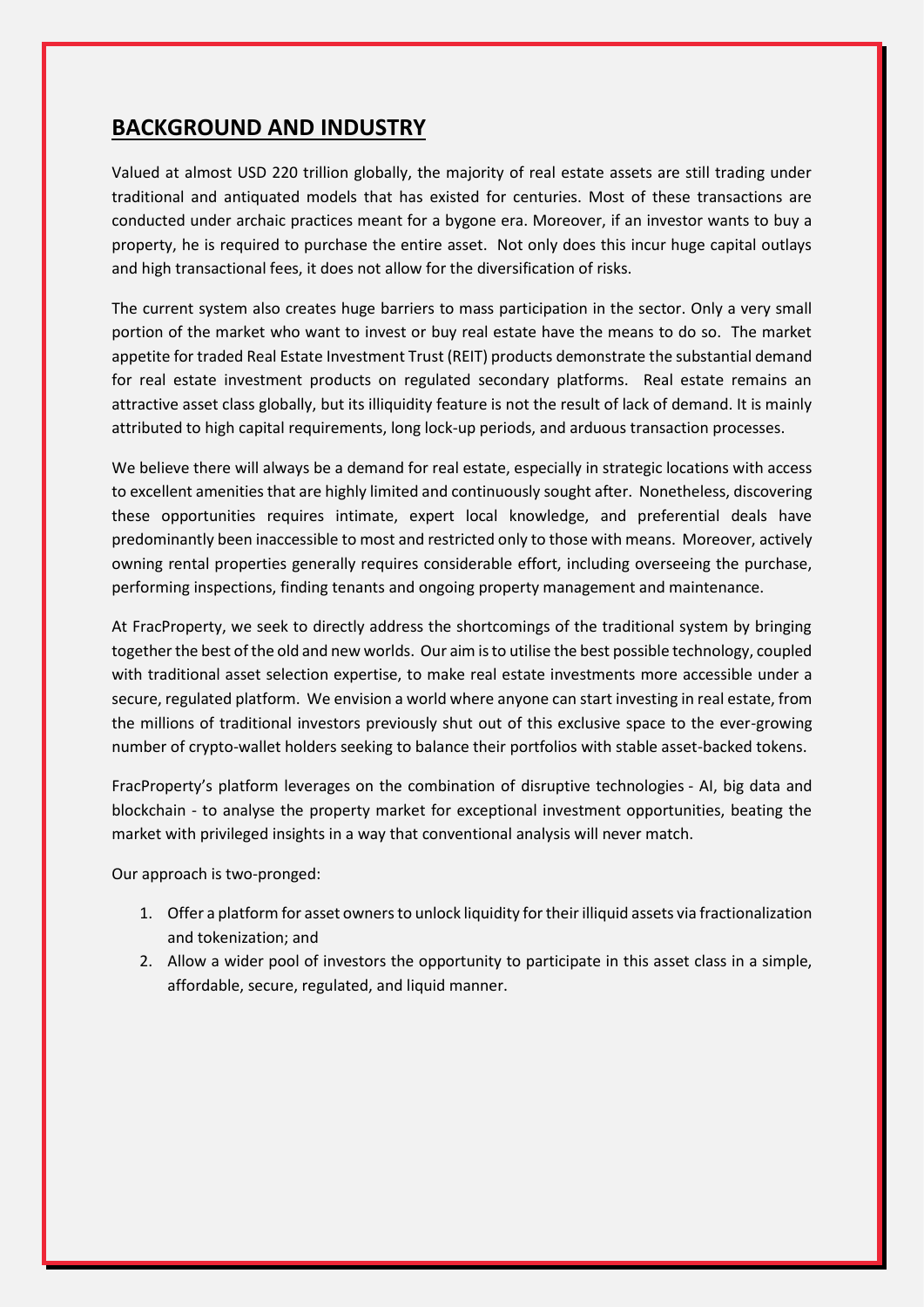## **BACKGROUND AND INDUSTRY**

Valued at almost USD 220 trillion globally, the majority of real estate assets are still trading under traditional and antiquated models that has existed for centuries. Most of these transactions are conducted under archaic practices meant for a bygone era. Moreover, if an investor wants to buy a property, he is required to purchase the entire asset. Not only does this incur huge capital outlays and high transactional fees, it does not allow for the diversification of risks.

The current system also creates huge barriers to mass participation in the sector. Only a very small portion of the market who want to invest or buy real estate have the means to do so. The market appetite for traded Real Estate Investment Trust (REIT) products demonstrate the substantial demand for real estate investment products on regulated secondary platforms. Real estate remains an attractive asset class globally, but its illiquidity feature is not the result of lack of demand. It is mainly attributed to high capital requirements, long lock-up periods, and arduous transaction processes.

We believe there will always be a demand for real estate, especially in strategic locations with access to excellent amenities that are highly limited and continuously sought after. Nonetheless, discovering these opportunities requires intimate, expert local knowledge, and preferential deals have predominantly been inaccessible to most and restricted only to those with means. Moreover, actively owning rental properties generally requires considerable effort, including overseeing the purchase, performing inspections, finding tenants and ongoing property management and maintenance.

At FracProperty, we seek to directly address the shortcomings of the traditional system by bringing together the best of the old and new worlds. Our aim is to utilise the best possible technology, coupled with traditional asset selection expertise, to make real estate investments more accessible under a secure, regulated platform. We envision a world where anyone can start investing in real estate, from the millions of traditional investors previously shut out of this exclusive space to the ever-growing number of crypto-wallet holders seeking to balance their portfolios with stable asset-backed tokens.

FracProperty's platform leverages on the combination of disruptive technologies - AI, big data and blockchain - to analyse the property market for exceptional investment opportunities, beating the market with privileged insights in a way that conventional analysis will never match.

Our approach is two-pronged:

1. Offer a platform for asset owners to unlock liquidity for their illiquid assets via fractionalization and tokenization; and
2. Allow a wider pool of investors the opportunity to participate in this asset class in a simple, affordable, secure, regulated, and liquid manner.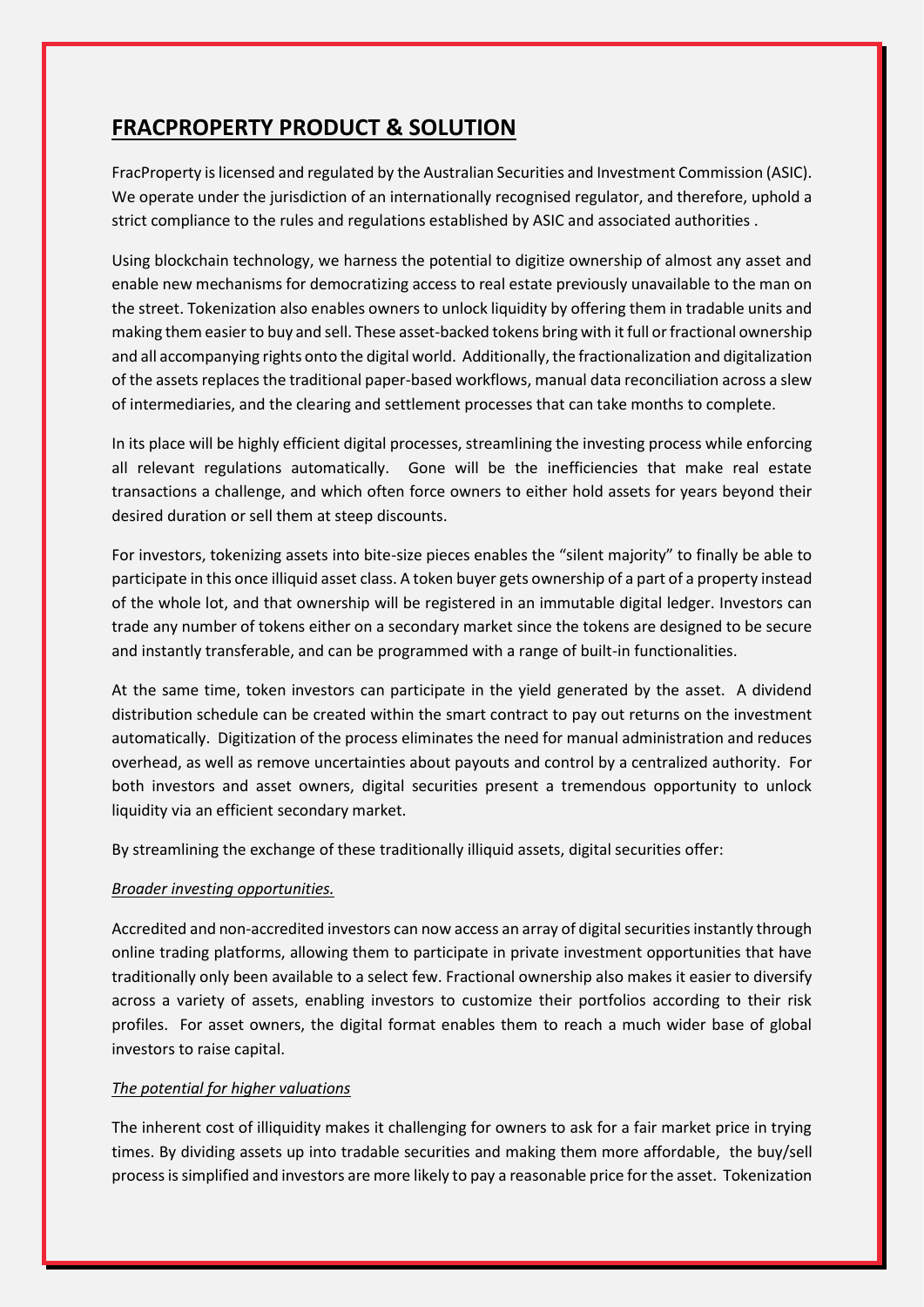## FRACPROPERTY PRODUCT & SOLUTION

FracProperty is licensed and regulated by the Australian Securities and Investment Commission (ASIC). We operate under the jurisdiction of an internationally recognised regulator, and therefore, uphold a strict compliance to the rules and regulations established by ASIC and associated authorities .

Using blockchain technology, we harness the potential to digitize ownership of almost any asset and enable new mechanisms for democratizing access to real estate previously unavailable to the man on the street. Tokenization also enables owners to unlock liquidity by offering them in tradable units and making them easier to buy and sell. These asset-backed tokens bring with it full or fractional ownership and all accompanying rights onto the digital world. Additionally, the fractionalization and digitalization of the assets replaces the traditional paper-based workflows, manual data reconciliation across a slew of intermediaries, and the clearing and settlement processes that can take months to complete.

In its place will be highly efficient digital processes, streamlining the investing process while enforcing all relevant regulations automatically. Gone will be the inefficiencies that make real estate transactions a challenge, and which often force owners to either hold assets for years beyond their desired duration or sell them at steep discounts.

For investors, tokenizing assets into bite-size pieces enables the "silent majority" to finally be able to participate in this once illiquid asset class. A token buyer gets ownership of a part of a property instead of the whole lot, and that ownership will be registered in an immutable digital ledger. Investors can trade any number of tokens either on a secondary market since the tokens are designed to be secure and instantly transferable, and can be programmed with a range of built-in functionalities.

At the same time, token investors can participate in the yield generated by the asset. A dividend distribution schedule can be created within the smart contract to pay out returns on the investment automatically. Digitization of the process eliminates the need for manual administration and reduces overhead, as well as remove uncertainties about payouts and control by a centralized authority. For both investors and asset owners, digital securities present a tremendous opportunity to unlock liquidity via an efficient secondary market.

By streamlining the exchange of these traditionally illiquid assets, digital securities offer:

*Broader investing opportunities.*

Accredited and non-accredited investors can now access an array of digital securities instantly through online trading platforms, allowing them to participate in private investment opportunities that have traditionally only been available to a select few. Fractional ownership also makes it easier to diversify across a variety of assets, enabling investors to customize their portfolios according to their risk profiles. For asset owners, the digital format enables them to reach a much wider base of global investors to raise capital.

*The potential for higher valuations*

The inherent cost of illiquidity makes it challenging for owners to ask for a fair market price in trying times. By dividing assets up into tradable securities and making them more affordable, the buy/sell process is simplified and investors are more likely to pay a reasonable price for the asset. Tokenization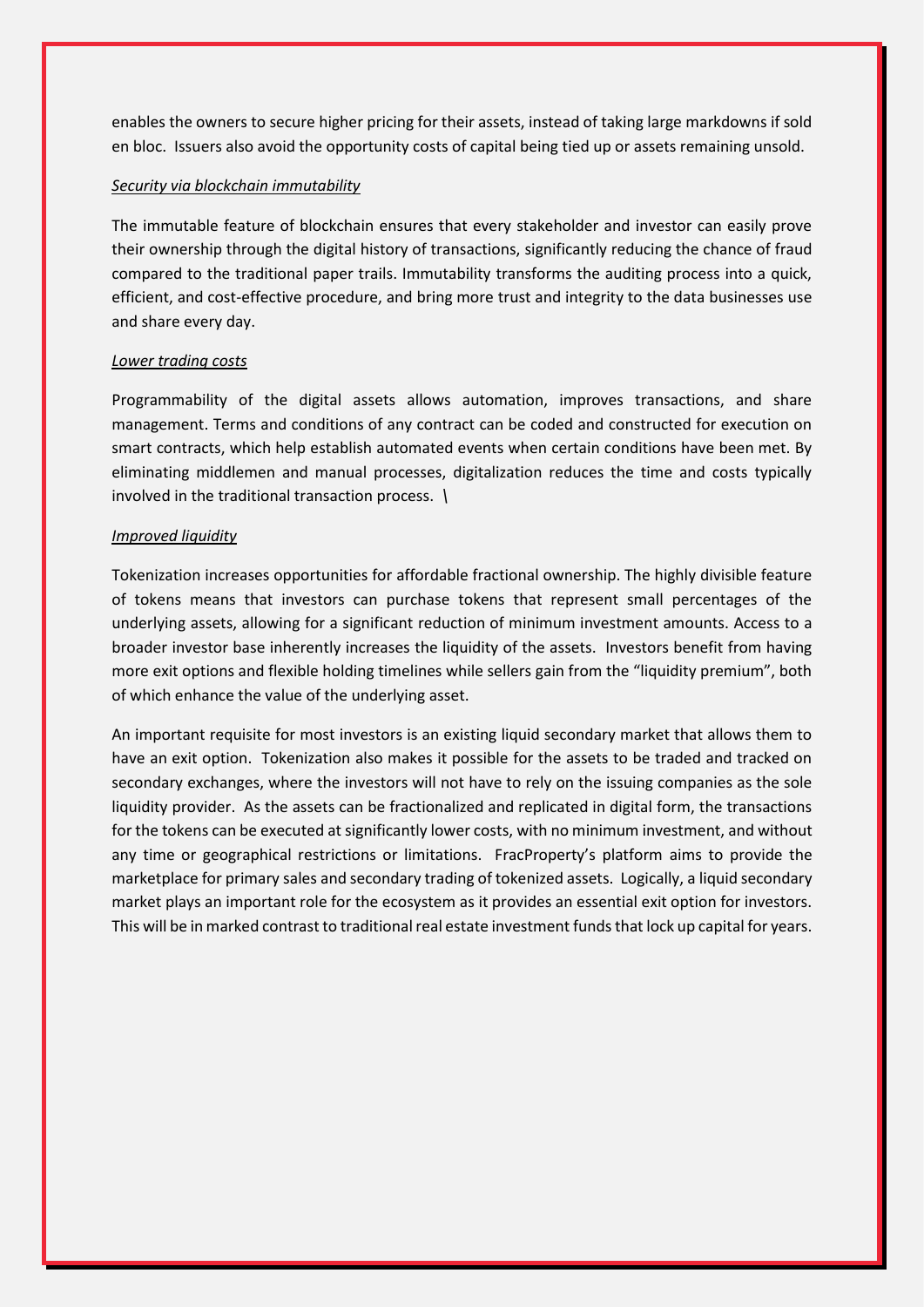enables the owners to secure higher pricing for their assets, instead of taking large markdowns if sold en bloc. Issuers also avoid the opportunity costs of capital being tied up or assets remaining unsold.

*Security via blockchain immutability*

The immutable feature of blockchain ensures that every stakeholder and investor can easily prove their ownership through the digital history of transactions, significantly reducing the chance of fraud compared to the traditional paper trails. Immutability transforms the auditing process into a quick, efficient, and cost-effective procedure, and bring more trust and integrity to the data businesses use and share every day.

*Lower trading costs*

Programmability of the digital assets allows automation, improves transactions, and share management. Terms and conditions of any contract can be coded and constructed for execution on smart contracts, which help establish automated events when certain conditions have been met. By eliminating middlemen and manual processes, digitalization reduces the time and costs typically involved in the traditional transaction process. \

*Improved liquidity*

Tokenization increases opportunities for affordable fractional ownership. The highly divisible feature of tokens means that investors can purchase tokens that represent small percentages of the underlying assets, allowing for a significant reduction of minimum investment amounts. Access to a broader investor base inherently increases the liquidity of the assets. Investors benefit from having more exit options and flexible holding timelines while sellers gain from the "liquidity premium", both of which enhance the value of the underlying asset.

An important requisite for most investors is an existing liquid secondary market that allows them to have an exit option. Tokenization also makes it possible for the assets to be traded and tracked on secondary exchanges, where the investors will not have to rely on the issuing companies as the sole liquidity provider. As the assets can be fractionalized and replicated in digital form, the transactions for the tokens can be executed at significantly lower costs, with no minimum investment, and without any time or geographical restrictions or limitations. FracProperty's platform aims to provide the marketplace for primary sales and secondary trading of tokenized assets. Logically, a liquid secondary market plays an important role for the ecosystem as it provides an essential exit option for investors. This will be in marked contrast to traditional real estate investment funds that lock up capital for years.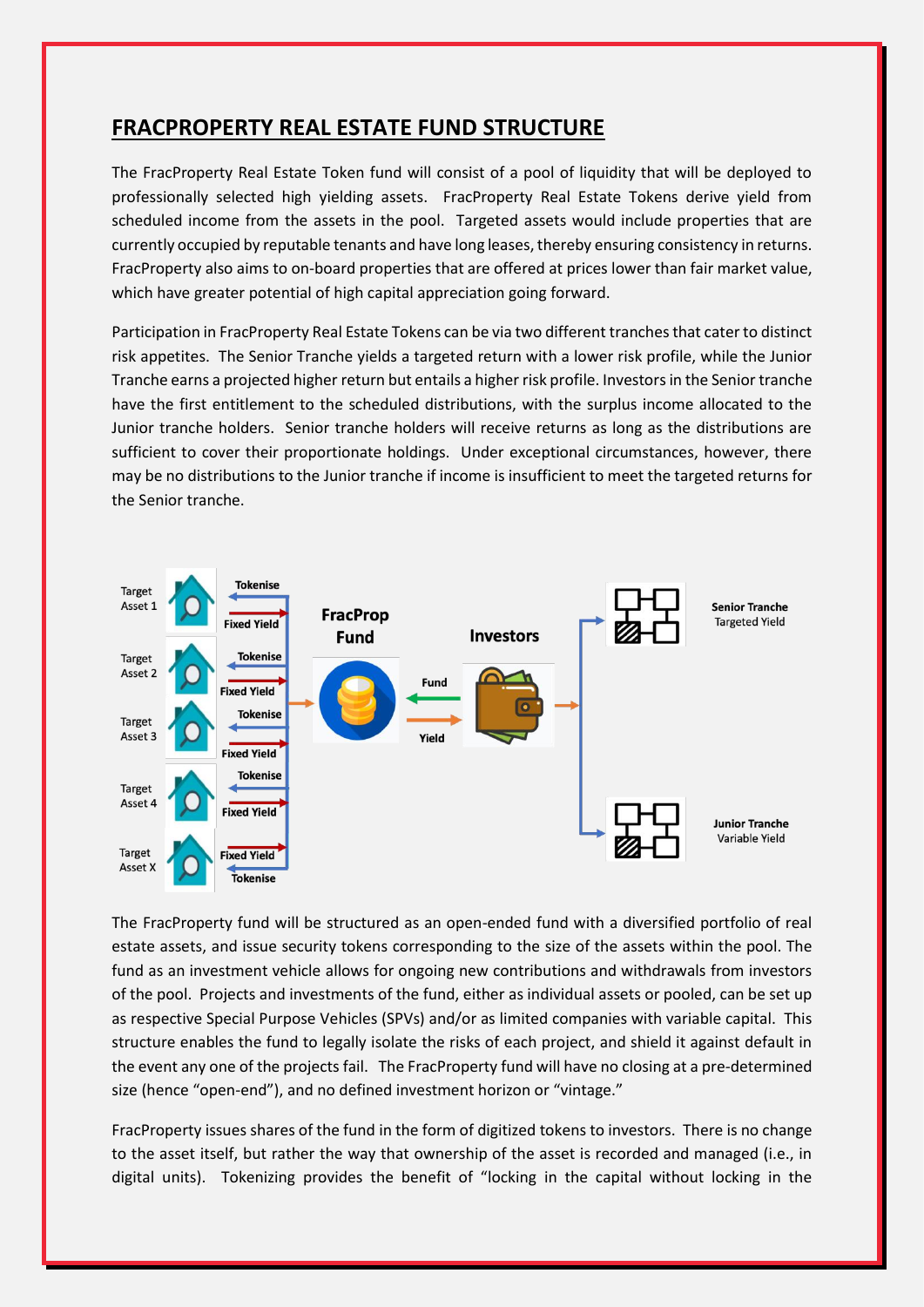## FRACPROPERTY REAL ESTATE FUND STRUCTURE

The FracProperty Real Estate Token fund will consist of a pool of liquidity that will be deployed to professionally selected high yielding assets. FracProperty Real Estate Tokens derive yield from scheduled income from the assets in the pool. Targeted assets would include properties that are currently occupied by reputable tenants and have long leases, thereby ensuring consistency in returns. FracProperty also aims to on-board properties that are offered at prices lower than fair market value, which have greater potential of high capital appreciation going forward.

Participation in FracProperty Real Estate Tokens can be via two different tranches that cater to distinct risk appetites. The Senior Tranche yields a targeted return with a lower risk profile, while the Junior Tranche earns a projected higher return but entails a higher risk profile. Investors in the Senior tranche have the first entitlement to the scheduled distributions, with the surplus income allocated to the Junior tranche holders. Senior tranche holders will receive returns as long as the distributions are sufficient to cover their proportionate holdings. Under exceptional circumstances, however, there may be no distributions to the Junior tranche if income is insufficient to meet the targeted returns for the Senior tranche.

The FracProperty fund will be structured as an open-ended fund with a diversified portfolio of real estate assets, and issue security tokens corresponding to the size of the assets within the pool. The fund as an investment vehicle allows for ongoing new contributions and withdrawals from investors of the pool. Projects and investments of the fund, either as individual assets or pooled, can be set up as respective Special Purpose Vehicles (SPVs) and/or as limited companies with variable capital. This structure enables the fund to legally isolate the risks of each project, and shield it against default in the event any one of the projects fail. The FracProperty fund will have no closing at a pre-determined size (hence "open-end"), and no defined investment horizon or "vintage."

FracProperty issues shares of the fund in the form of digitized tokens to investors. There is no change to the asset itself, but rather the way that ownership of the asset is recorded and managed (i.e., in digital units). Tokenizing provides the benefit of "locking in the capital without locking in the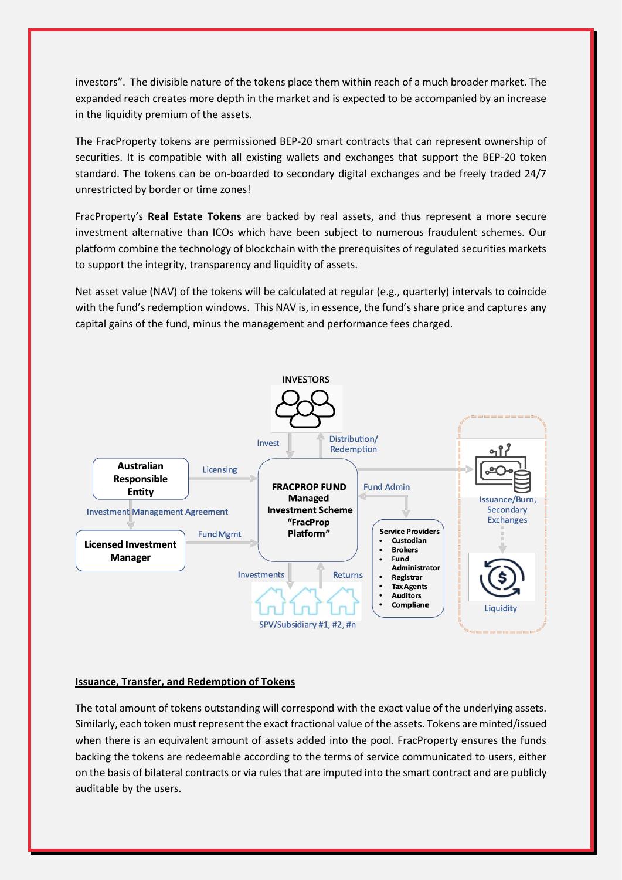investors". The divisible nature of the tokens place them within reach of a much broader market. The expanded reach creates more depth in the market and is expected to be accompanied by an increase in the liquidity premium of the assets.

The FracProperty tokens are permissioned BEP-20 smart contracts that can represent ownership of securities. It is compatible with all existing wallets and exchanges that support the BEP-20 token standard. The tokens can be on-boarded to secondary digital exchanges and be freely traded 24/7 unrestricted by border or time zones!

FracProperty's **Real Estate Tokens** are backed by real assets, and thus represent a more secure investment alternative than ICOs which have been subject to numerous fraudulent schemes. Our platform combine the technology of blockchain with the prerequisites of regulated securities markets to support the integrity, transparency and liquidity of assets.

Net asset value (NAV) of the tokens will be calculated at regular (e.g., quarterly) intervals to coincide with the fund's redemption windows. This NAV is, in essence, the fund's share price and captures any capital gains of the fund, minus the management and performance fees charged.

INVESTORS

Invest | Distribution/ Redemption

**Australian Responsible Entity** — Licensing → **FRACPROP FUND Managed Investment Scheme "FracProp Platform"**

Investment Management Agreement

**Licensed Investment Manager** — Fund Mgmt → **FRACPROP FUND Managed Investment Scheme "FracProp Platform"**

Fund Admin

**Service Providers**
- **Custodian**
- **Brokers**
- **Fund Administrator**
- **Registrar**
- **Tax Agents**
- **Auditors**
- **Compliane**

Investments | Returns

SPV/Subsidiary #1, #2, #n

Issuance/Burn, Secondary Exchanges

Liquidity

## Issuance, Transfer, and Redemption of Tokens

The total amount of tokens outstanding will correspond with the exact value of the underlying assets. Similarly, each token must represent the exact fractional value of the assets. Tokens are minted/issued when there is an equivalent amount of assets added into the pool. FracProperty ensures the funds backing the tokens are redeemable according to the terms of service communicated to users, either on the basis of bilateral contracts or via rules that are imputed into the smart contract and are publicly auditable by the users.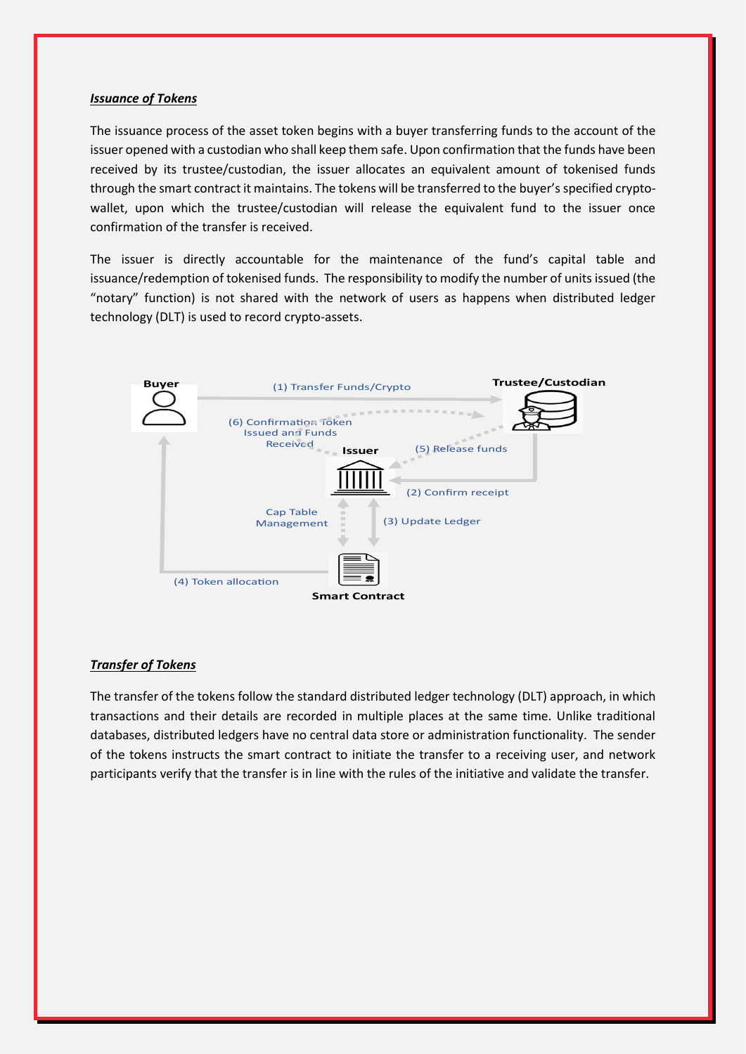***Issuance of Tokens***

The issuance process of the asset token begins with a buyer transferring funds to the account of the issuer opened with a custodian who shall keep them safe. Upon confirmation that the funds have been received by its trustee/custodian, the issuer allocates an equivalent amount of tokenised funds through the smart contract it maintains. The tokens will be transferred to the buyer's specified crypto-wallet, upon which the trustee/custodian will release the equivalent fund to the issuer once confirmation of the transfer is received.

The issuer is directly accountable for the maintenance of the fund's capital table and issuance/redemption of tokenised funds. The responsibility to modify the number of units issued (the "notary" function) is not shared with the network of users as happens when distributed ledger technology (DLT) is used to record crypto-assets.

Buyer

(1) Transfer Funds/Crypto

Trustee/Custodian

(6) Confirmation Token Issued and Funds Received

Issuer

(5) Release funds

(2) Confirm receipt

Cap Table Management

(3) Update Ledger

(4) Token allocation

Smart Contract

***Transfer of Tokens***

The transfer of the tokens follow the standard distributed ledger technology (DLT) approach, in which transactions and their details are recorded in multiple places at the same time. Unlike traditional databases, distributed ledgers have no central data store or administration functionality. The sender of the tokens instructs the smart contract to initiate the transfer to a receiving user, and network participants verify that the transfer is in line with the rules of the initiative and validate the transfer.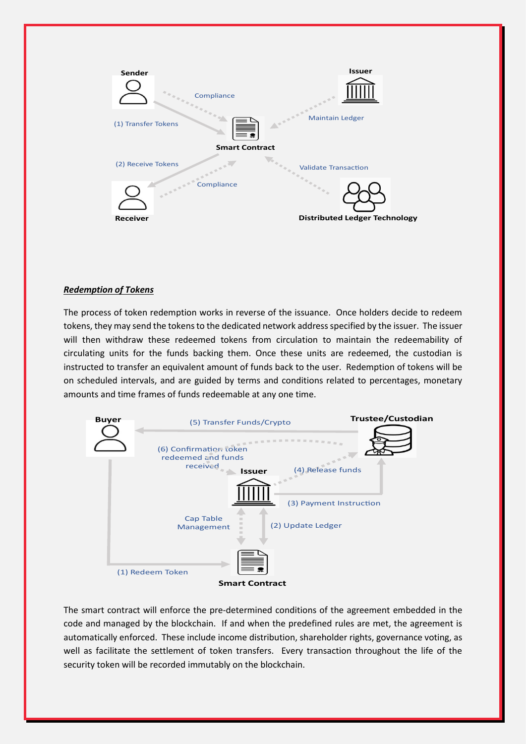Sender

Issuer

Compliance

Maintain Ledger

(1) Transfer Tokens

Smart Contract

(2) Receive Tokens

Validate Transaction

Compliance

Receiver

Distributed Ledger Technology

***Redemption of Tokens***

The process of token redemption works in reverse of the issuance. Once holders decide to redeem tokens, they may send the tokens to the dedicated network address specified by the issuer. The issuer will then withdraw these redeemed tokens from circulation to maintain the redeemability of circulating units for the funds backing them. Once these units are redeemed, the custodian is instructed to transfer an equivalent amount of funds back to the user. Redemption of tokens will be on scheduled intervals, and are guided by terms and conditions related to percentages, monetary amounts and time frames of funds redeemable at any one time.

Buyer

(5) Transfer Funds/Crypto

Trustee/Custodian

(6) Confirmation token redeemed and funds received

Issuer

(4) Release funds

(3) Payment Instruction

Cap Table Management

(2) Update Ledger

(1) Redeem Token

Smart Contract

The smart contract will enforce the pre-determined conditions of the agreement embedded in the code and managed by the blockchain. If and when the predefined rules are met, the agreement is automatically enforced. These include income distribution, shareholder rights, governance voting, as well as facilitate the settlement of token transfers. Every transaction throughout the life of the security token will be recorded immutably on the blockchain.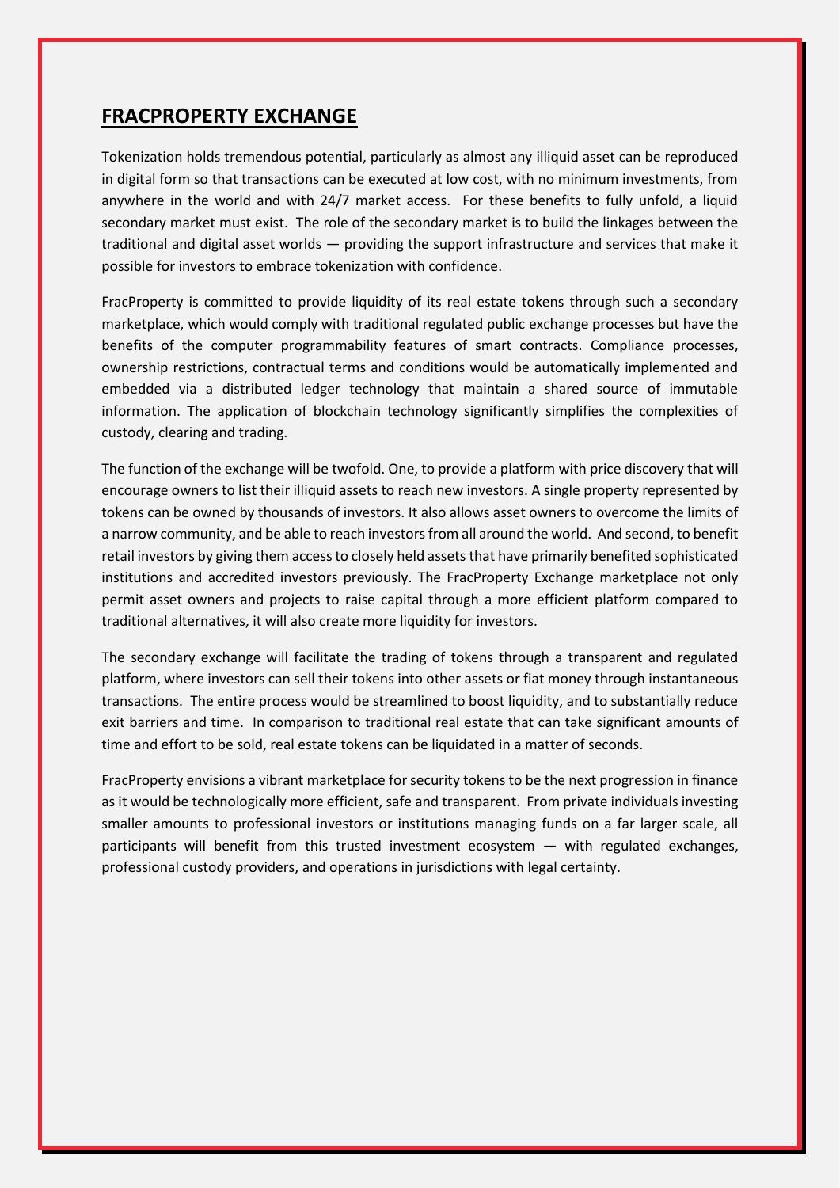## FRACPROPERTY EXCHANGE

Tokenization holds tremendous potential, particularly as almost any illiquid asset can be reproduced in digital form so that transactions can be executed at low cost, with no minimum investments, from anywhere in the world and with 24/7 market access. For these benefits to fully unfold, a liquid secondary market must exist. The role of the secondary market is to build the linkages between the traditional and digital asset worlds — providing the support infrastructure and services that make it possible for investors to embrace tokenization with confidence.

FracProperty is committed to provide liquidity of its real estate tokens through such a secondary marketplace, which would comply with traditional regulated public exchange processes but have the benefits of the computer programmability features of smart contracts. Compliance processes, ownership restrictions, contractual terms and conditions would be automatically implemented and embedded via a distributed ledger technology that maintain a shared source of immutable information. The application of blockchain technology significantly simplifies the complexities of custody, clearing and trading.

The function of the exchange will be twofold. One, to provide a platform with price discovery that will encourage owners to list their illiquid assets to reach new investors. A single property represented by tokens can be owned by thousands of investors. It also allows asset owners to overcome the limits of a narrow community, and be able to reach investors from all around the world. And second, to benefit retail investors by giving them access to closely held assets that have primarily benefited sophisticated institutions and accredited investors previously. The FracProperty Exchange marketplace not only permit asset owners and projects to raise capital through a more efficient platform compared to traditional alternatives, it will also create more liquidity for investors.

The secondary exchange will facilitate the trading of tokens through a transparent and regulated platform, where investors can sell their tokens into other assets or fiat money through instantaneous transactions. The entire process would be streamlined to boost liquidity, and to substantially reduce exit barriers and time. In comparison to traditional real estate that can take significant amounts of time and effort to be sold, real estate tokens can be liquidated in a matter of seconds.

FracProperty envisions a vibrant marketplace for security tokens to be the next progression in finance as it would be technologically more efficient, safe and transparent. From private individuals investing smaller amounts to professional investors or institutions managing funds on a far larger scale, all participants will benefit from this trusted investment ecosystem — with regulated exchanges, professional custody providers, and operations in jurisdictions with legal certainty.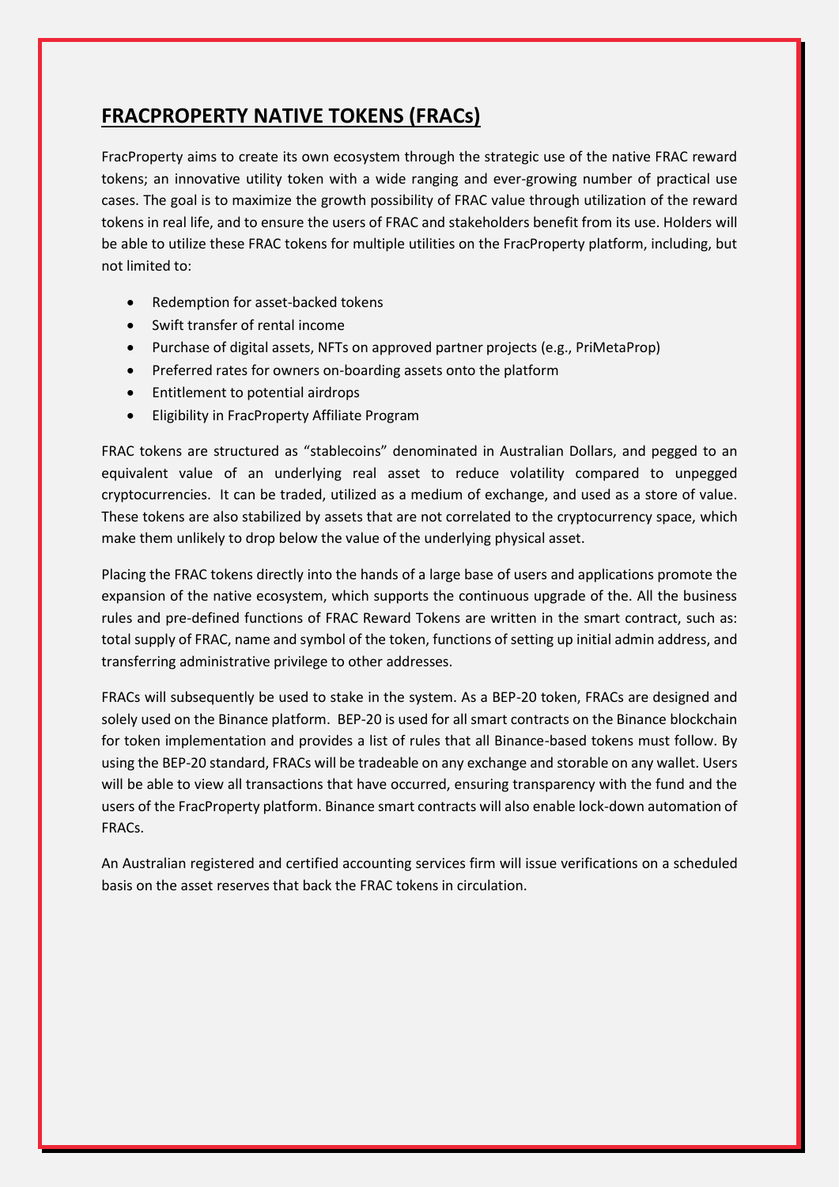## FRACPROPERTY NATIVE TOKENS (FRACs)

FracProperty aims to create its own ecosystem through the strategic use of the native FRAC reward tokens; an innovative utility token with a wide ranging and ever-growing number of practical use cases. The goal is to maximize the growth possibility of FRAC value through utilization of the reward tokens in real life, and to ensure the users of FRAC and stakeholders benefit from its use. Holders will be able to utilize these FRAC tokens for multiple utilities on the FracProperty platform, including, but not limited to:

- Redemption for asset-backed tokens
- Swift transfer of rental income
- Purchase of digital assets, NFTs on approved partner projects (e.g., PriMetaProp)
- Preferred rates for owners on-boarding assets onto the platform
- Entitlement to potential airdrops
- Eligibility in FracProperty Affiliate Program

FRAC tokens are structured as "stablecoins" denominated in Australian Dollars, and pegged to an equivalent value of an underlying real asset to reduce volatility compared to unpegged cryptocurrencies. It can be traded, utilized as a medium of exchange, and used as a store of value. These tokens are also stabilized by assets that are not correlated to the cryptocurrency space, which make them unlikely to drop below the value of the underlying physical asset.

Placing the FRAC tokens directly into the hands of a large base of users and applications promote the expansion of the native ecosystem, which supports the continuous upgrade of the. All the business rules and pre-defined functions of FRAC Reward Tokens are written in the smart contract, such as: total supply of FRAC, name and symbol of the token, functions of setting up initial admin address, and transferring administrative privilege to other addresses.

FRACs will subsequently be used to stake in the system. As a BEP-20 token, FRACs are designed and solely used on the Binance platform. BEP-20 is used for all smart contracts on the Binance blockchain for token implementation and provides a list of rules that all Binance-based tokens must follow. By using the BEP-20 standard, FRACs will be tradeable on any exchange and storable on any wallet. Users will be able to view all transactions that have occurred, ensuring transparency with the fund and the users of the FracProperty platform. Binance smart contracts will also enable lock-down automation of FRACs.

An Australian registered and certified accounting services firm will issue verifications on a scheduled basis on the asset reserves that back the FRAC tokens in circulation.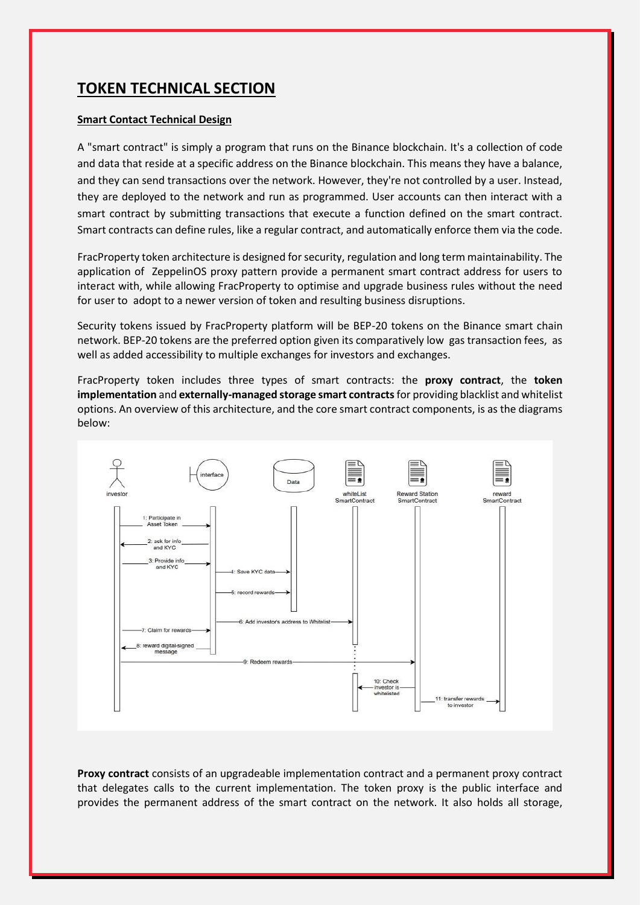# TOKEN TECHNICAL SECTION

**Smart Contact Technical Design**

A "smart contract" is simply a program that runs on the Binance blockchain. It's a collection of code and data that reside at a specific address on the Binance blockchain. This means they have a balance, and they can send transactions over the network. However, they're not controlled by a user. Instead, they are deployed to the network and run as programmed. User accounts can then interact with a smart contract by submitting transactions that execute a function defined on the smart contract. Smart contracts can define rules, like a regular contract, and automatically enforce them via the code.

FracProperty token architecture is designed for security, regulation and long term maintainability. The application of ZeppelinOS proxy pattern provide a permanent smart contract address for users to interact with, while allowing FracProperty to optimise and upgrade business rules without the need for user to adopt to a newer version of token and resulting business disruptions.

Security tokens issued by FracProperty platform will be BEP-20 tokens on the Binance smart chain network. BEP-20 tokens are the preferred option given its comparatively low gas transaction fees, as well as added accessibility to multiple exchanges for investors and exchanges.

FracProperty token includes three types of smart contracts: the **proxy contract**, the **token implementation** and **externally-managed storage smart contracts** for providing blacklist and whitelist options. An overview of this architecture, and the core smart contract components, is as the diagrams below:

**Proxy contract** consists of an upgradeable implementation contract and a permanent proxy contract that delegates calls to the current implementation. The token proxy is the public interface and provides the permanent address of the smart contract on the network. It also holds all storage,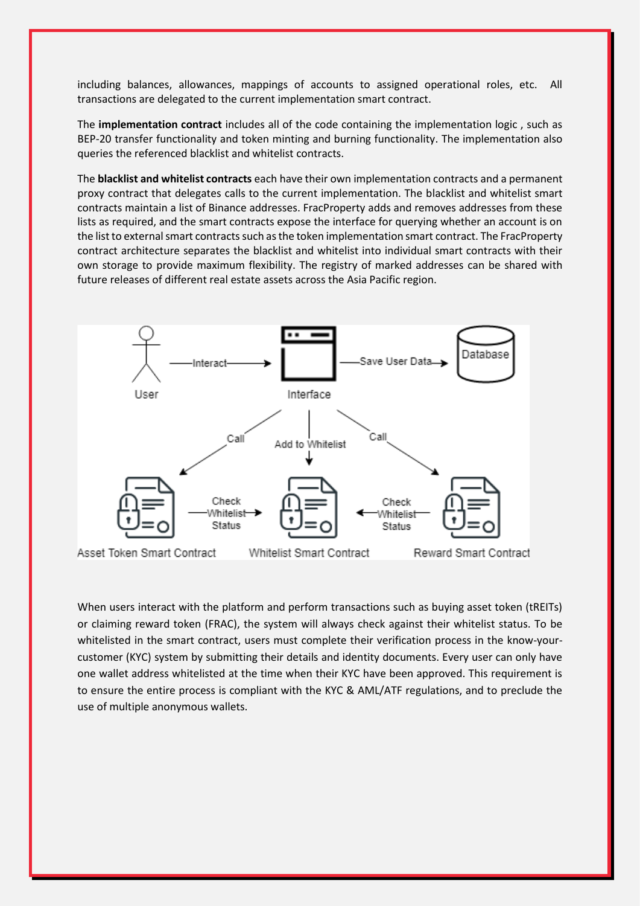including balances, allowances, mappings of accounts to assigned operational roles, etc. All transactions are delegated to the current implementation smart contract.

The **implementation contract** includes all of the code containing the implementation logic , such as BEP-20 transfer functionality and token minting and burning functionality. The implementation also queries the referenced blacklist and whitelist contracts.

The **blacklist and whitelist contracts** each have their own implementation contracts and a permanent proxy contract that delegates calls to the current implementation. The blacklist and whitelist smart contracts maintain a list of Binance addresses. FracProperty adds and removes addresses from these lists as required, and the smart contracts expose the interface for querying whether an account is on the list to external smart contracts such as the token implementation smart contract. The FracProperty contract architecture separates the blacklist and whitelist into individual smart contracts with their own storage to provide maximum flexibility. The registry of marked addresses can be shared with future releases of different real estate assets across the Asia Pacific region.

When users interact with the platform and perform transactions such as buying asset token (tREITs) or claiming reward token (FRAC), the system will always check against their whitelist status. To be whitelisted in the smart contract, users must complete their verification process in the know-your-customer (KYC) system by submitting their details and identity documents. Every user can only have one wallet address whitelisted at the time when their KYC have been approved. This requirement is to ensure the entire process is compliant with the KYC & AML/ATF regulations, and to preclude the use of multiple anonymous wallets.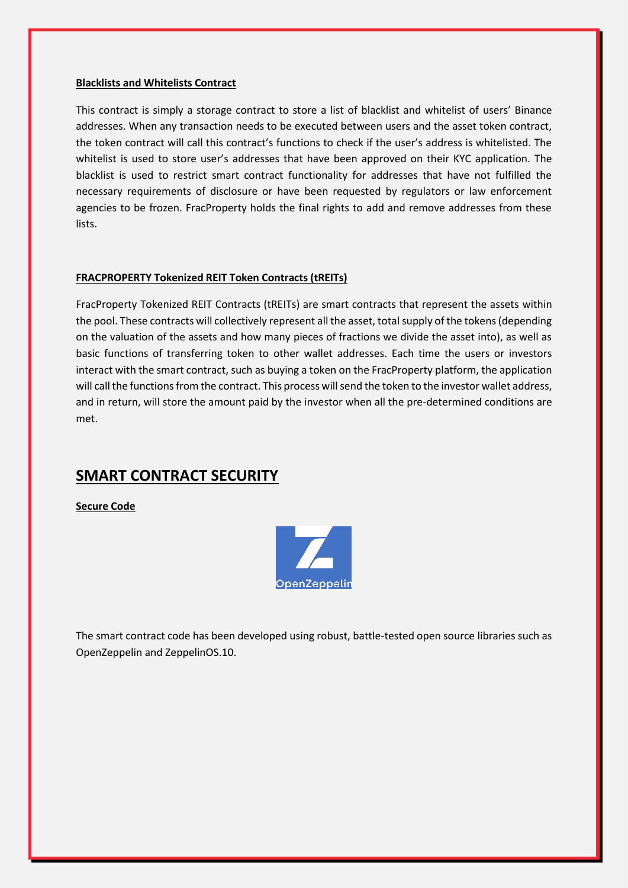**Blacklists and Whitelists Contract**

This contract is simply a storage contract to store a list of blacklist and whitelist of users' Binance addresses. When any transaction needs to be executed between users and the asset token contract, the token contract will call this contract's functions to check if the user's address is whitelisted. The whitelist is used to store user's addresses that have been approved on their KYC application. The blacklist is used to restrict smart contract functionality for addresses that have not fulfilled the necessary requirements of disclosure or have been requested by regulators or law enforcement agencies to be frozen. FracProperty holds the final rights to add and remove addresses from these lists.

**FRACPROPERTY Tokenized REIT Token Contracts (tREITs)**

FracProperty Tokenized REIT Contracts (tREITs) are smart contracts that represent the assets within the pool. These contracts will collectively represent all the asset, total supply of the tokens (depending on the valuation of the assets and how many pieces of fractions we divide the asset into), as well as basic functions of transferring token to other wallet addresses. Each time the users or investors interact with the smart contract, such as buying a token on the FracProperty platform, the application will call the functions from the contract. This process will send the token to the investor wallet address, and in return, will store the amount paid by the investor when all the pre-determined conditions are met.

## SMART CONTRACT SECURITY

**Secure Code**

The smart contract code has been developed using robust, battle-tested open source libraries such as OpenZeppelin and ZeppelinOS.10.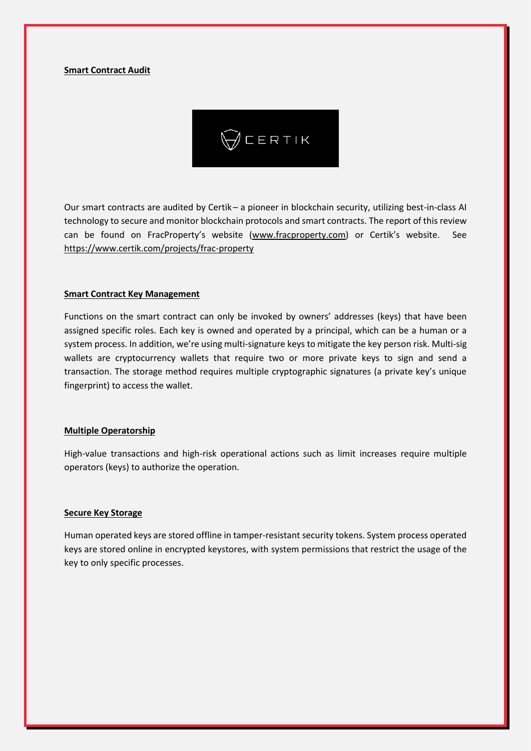**Smart Contract Audit**

Our smart contracts are audited by Certik – a pioneer in blockchain security, utilizing best-in-class AI technology to secure and monitor blockchain protocols and smart contracts. The report of this review can be found on FracProperty's website (www.fracproperty.com) or Certik's website. See https://www.certik.com/projects/frac-property

**Smart Contract Key Management**

Functions on the smart contract can only be invoked by owners' addresses (keys) that have been assigned specific roles. Each key is owned and operated by a principal, which can be a human or a system process. In addition, we're using multi-signature keys to mitigate the key person risk. Multi-sig wallets are cryptocurrency wallets that require two or more private keys to sign and send a transaction. The storage method requires multiple cryptographic signatures (a private key's unique fingerprint) to access the wallet.

**Multiple Operatorship**

High-value transactions and high-risk operational actions such as limit increases require multiple operators (keys) to authorize the operation.

**Secure Key Storage**

Human operated keys are stored offline in tamper-resistant security tokens. System process operated keys are stored online in encrypted keystores, with system permissions that restrict the usage of the key to only specific processes.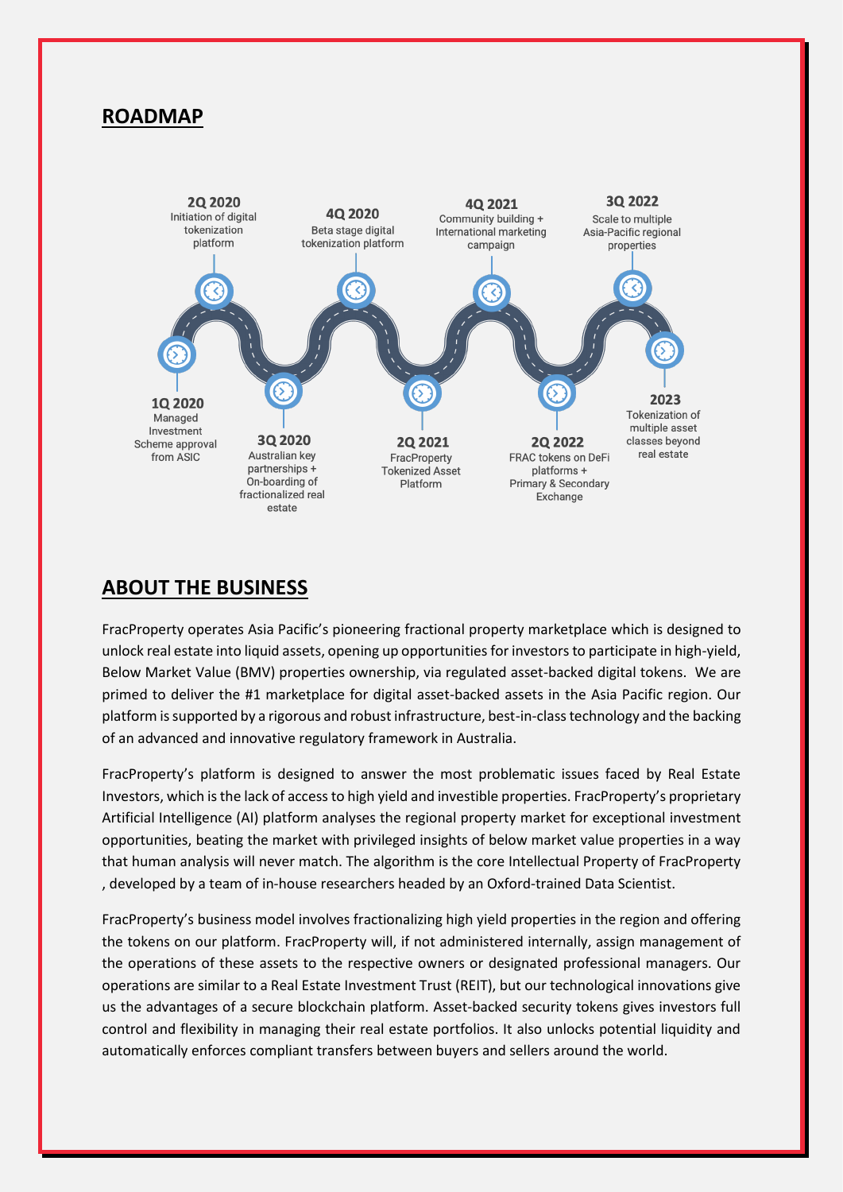## ROADMAP

- **1Q 2020** – Managed Investment Scheme approval from ASIC
- **2Q 2020** – Initiation of digital tokenization platform
- **3Q 2020** – Australian key partnerships + On-boarding of fractionalized real estate
- **4Q 2020** – Beta stage digital tokenization platform
- **2Q 2021** – FracProperty Tokenized Asset Platform
- **4Q 2021** – Community building + International marketing campaign
- **2Q 2022** – FRAC tokens on DeFi platforms + Primary & Secondary Exchange
- **3Q 2022** – Scale to multiple Asia-Pacific regional properties
- **2023** – Tokenization of multiple asset classes beyond real estate

## ABOUT THE BUSINESS

FracProperty operates Asia Pacific's pioneering fractional property marketplace which is designed to unlock real estate into liquid assets, opening up opportunities for investors to participate in high-yield, Below Market Value (BMV) properties ownership, via regulated asset-backed digital tokens. We are primed to deliver the #1 marketplace for digital asset-backed assets in the Asia Pacific region. Our platform is supported by a rigorous and robust infrastructure, best-in-class technology and the backing of an advanced and innovative regulatory framework in Australia.

FracProperty's platform is designed to answer the most problematic issues faced by Real Estate Investors, which is the lack of access to high yield and investible properties. FracProperty's proprietary Artificial Intelligence (AI) platform analyses the regional property market for exceptional investment opportunities, beating the market with privileged insights of below market value properties in a way that human analysis will never match. The algorithm is the core Intellectual Property of FracProperty , developed by a team of in-house researchers headed by an Oxford-trained Data Scientist.

FracProperty's business model involves fractionalizing high yield properties in the region and offering the tokens on our platform. FracProperty will, if not administered internally, assign management of the operations of these assets to the respective owners or designated professional managers. Our operations are similar to a Real Estate Investment Trust (REIT), but our technological innovations give us the advantages of a secure blockchain platform. Asset-backed security tokens gives investors full control and flexibility in managing their real estate portfolios. It also unlocks potential liquidity and automatically enforces compliant transfers between buyers and sellers around the world.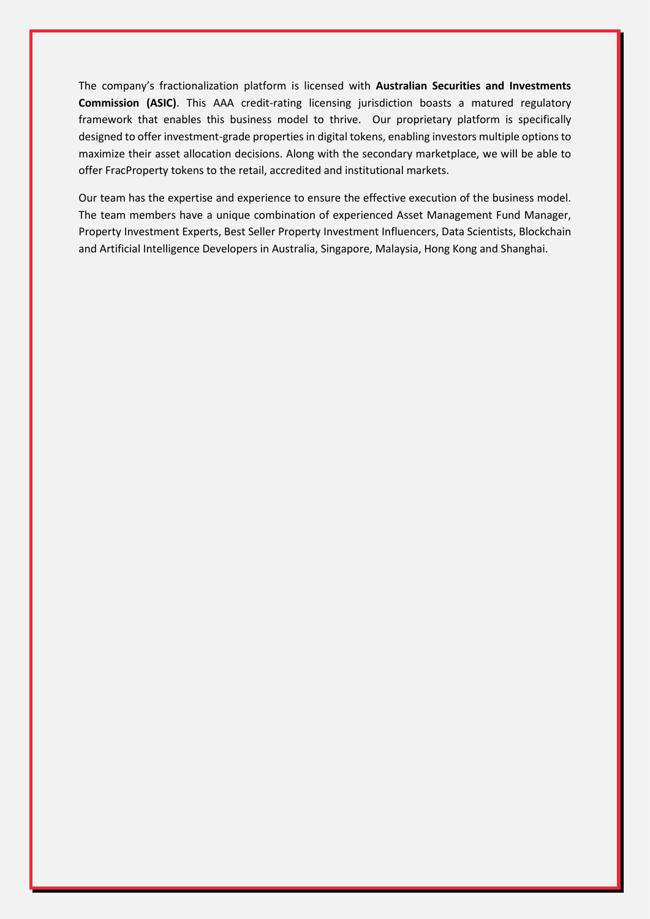The company's fractionalization platform is licensed with **Australian Securities and Investments Commission (ASIC)**. This AAA credit-rating licensing jurisdiction boasts a matured regulatory framework that enables this business model to thrive. Our proprietary platform is specifically designed to offer investment-grade properties in digital tokens, enabling investors multiple options to maximize their asset allocation decisions. Along with the secondary marketplace, we will be able to offer FracProperty tokens to the retail, accredited and institutional markets.

Our team has the expertise and experience to ensure the effective execution of the business model. The team members have a unique combination of experienced Asset Management Fund Manager, Property Investment Experts, Best Seller Property Investment Influencers, Data Scientists, Blockchain and Artificial Intelligence Developers in Australia, Singapore, Malaysia, Hong Kong and Shanghai.